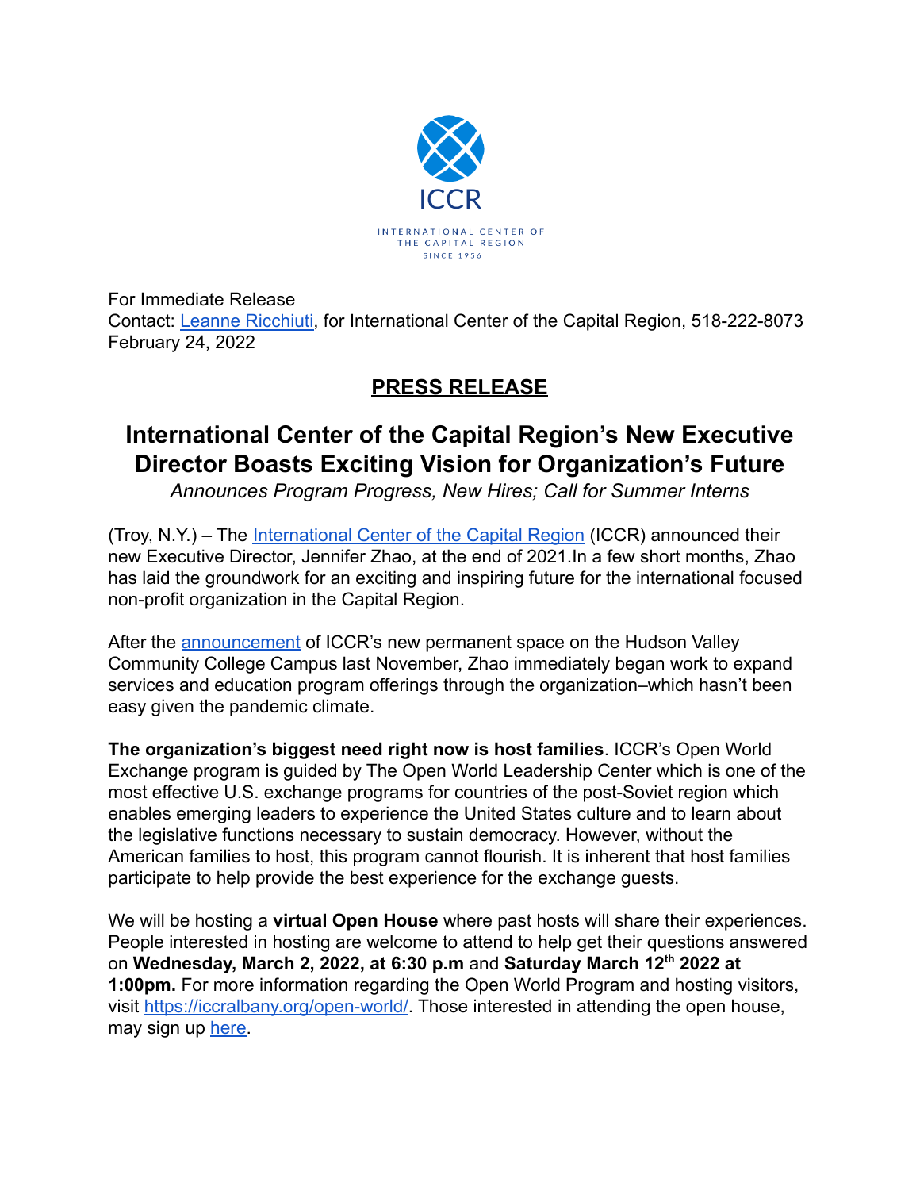ICCR

INTERNATIONAL CENTER OF THE CAPITAL REGION

SINCE 1956

For Immediate Release
Contact: [Leanne Ricchiuti](), for International Center of the Capital Region, 518-222-8073
February 24, 2022

## PRESS RELEASE

# International Center of the Capital Region's New Executive Director Boasts Exciting Vision for Organization's Future

*Announces Program Progress, New Hires; Call for Summer Interns*

(Troy, N.Y.) – The International Center of the Capital Region (ICCR) announced their new Executive Director, Jennifer Zhao, at the end of 2021.In a few short months, Zhao has laid the groundwork for an exciting and inspiring future for the international focused non-profit organization in the Capital Region.

After the announcement of ICCR's new permanent space on the Hudson Valley Community College Campus last November, Zhao immediately began work to expand services and education program offerings through the organization–which hasn't been easy given the pandemic climate.

**The organization's biggest need right now is host families**. ICCR's Open World Exchange program is guided by The Open World Leadership Center which is one of the most effective U.S. exchange programs for countries of the post-Soviet region which enables emerging leaders to experience the United States culture and to learn about the legislative functions necessary to sustain democracy. However, without the American families to host, this program cannot flourish. It is inherent that host families participate to help provide the best experience for the exchange guests.

We will be hosting a **virtual Open House** where past hosts will share their experiences. People interested in hosting are welcome to attend to help get their questions answered on **Wednesday, March 2, 2022, at 6:30 p.m** and **Saturday March 12th 2022 at 1:00pm.** For more information regarding the Open World Program and hosting visitors, visit https://iccralbany.org/open-world/. Those interested in attending the open house, may sign up here.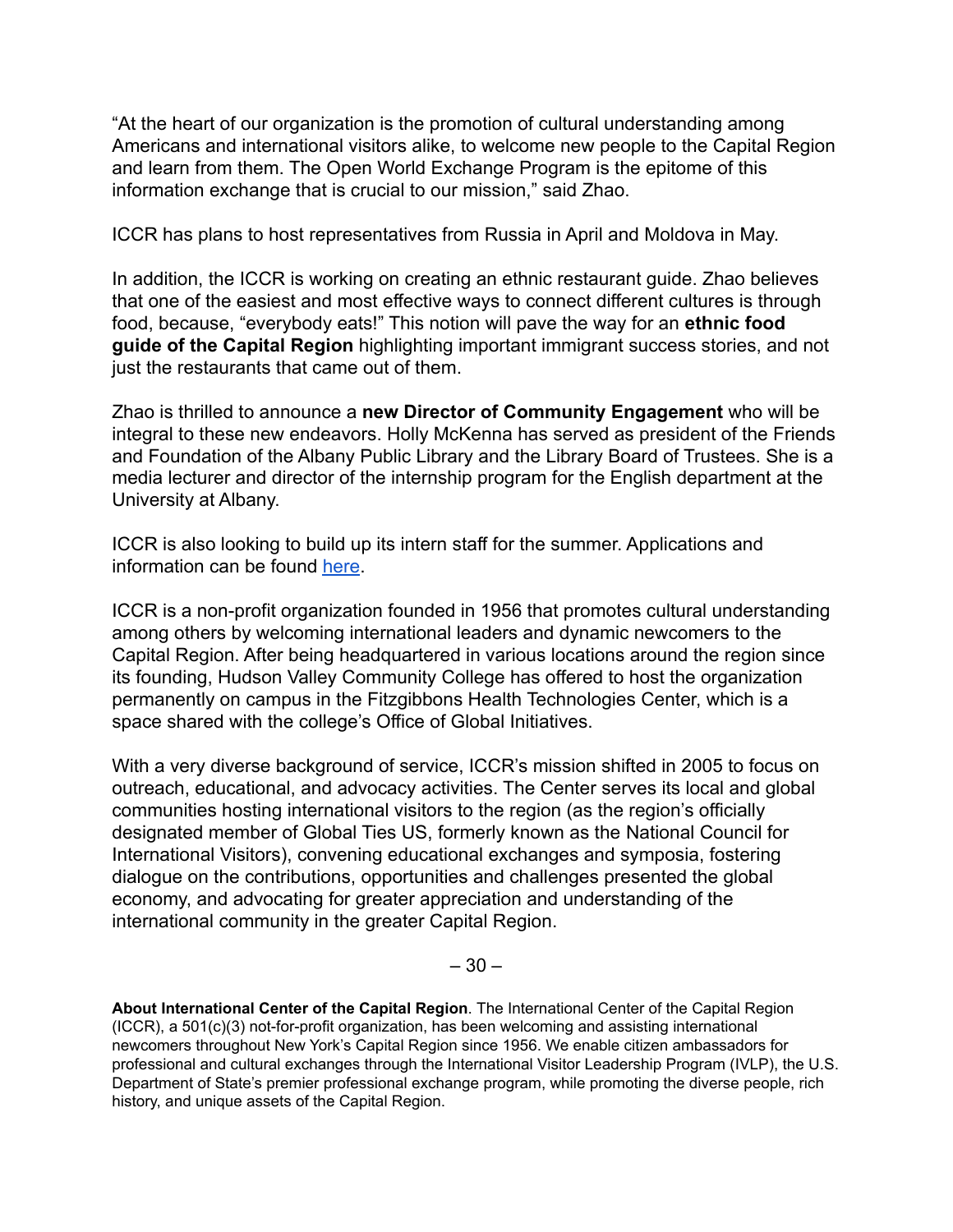"At the heart of our organization is the promotion of cultural understanding among Americans and international visitors alike, to welcome new people to the Capital Region and learn from them. The Open World Exchange Program is the epitome of this information exchange that is crucial to our mission," said Zhao.

ICCR has plans to host representatives from Russia in April and Moldova in May.

In addition, the ICCR is working on creating an ethnic restaurant guide. Zhao believes that one of the easiest and most effective ways to connect different cultures is through food, because, "everybody eats!" This notion will pave the way for an **ethnic food guide of the Capital Region** highlighting important immigrant success stories, and not just the restaurants that came out of them.

Zhao is thrilled to announce a **new Director of Community Engagement** who will be integral to these new endeavors. Holly McKenna has served as president of the Friends and Foundation of the Albany Public Library and the Library Board of Trustees. She is a media lecturer and director of the internship program for the English department at the University at Albany.

ICCR is also looking to build up its intern staff for the summer. Applications and information can be found here.

ICCR is a non-profit organization founded in 1956 that promotes cultural understanding among others by welcoming international leaders and dynamic newcomers to the Capital Region. After being headquartered in various locations around the region since its founding, Hudson Valley Community College has offered to host the organization permanently on campus in the Fitzgibbons Health Technologies Center, which is a space shared with the college's Office of Global Initiatives.

With a very diverse background of service, ICCR's mission shifted in 2005 to focus on outreach, educational, and advocacy activities. The Center serves its local and global communities hosting international visitors to the region (as the region's officially designated member of Global Ties US, formerly known as the National Council for International Visitors), convening educational exchanges and symposia, fostering dialogue on the contributions, opportunities and challenges presented the global economy, and advocating for greater appreciation and understanding of the international community in the greater Capital Region.

– 30 –

**About International Center of the Capital Region**. The International Center of the Capital Region (ICCR), a 501(c)(3) not-for-profit organization, has been welcoming and assisting international newcomers throughout New York's Capital Region since 1956. We enable citizen ambassadors for professional and cultural exchanges through the International Visitor Leadership Program (IVLP), the U.S. Department of State's premier professional exchange program, while promoting the diverse people, rich history, and unique assets of the Capital Region.